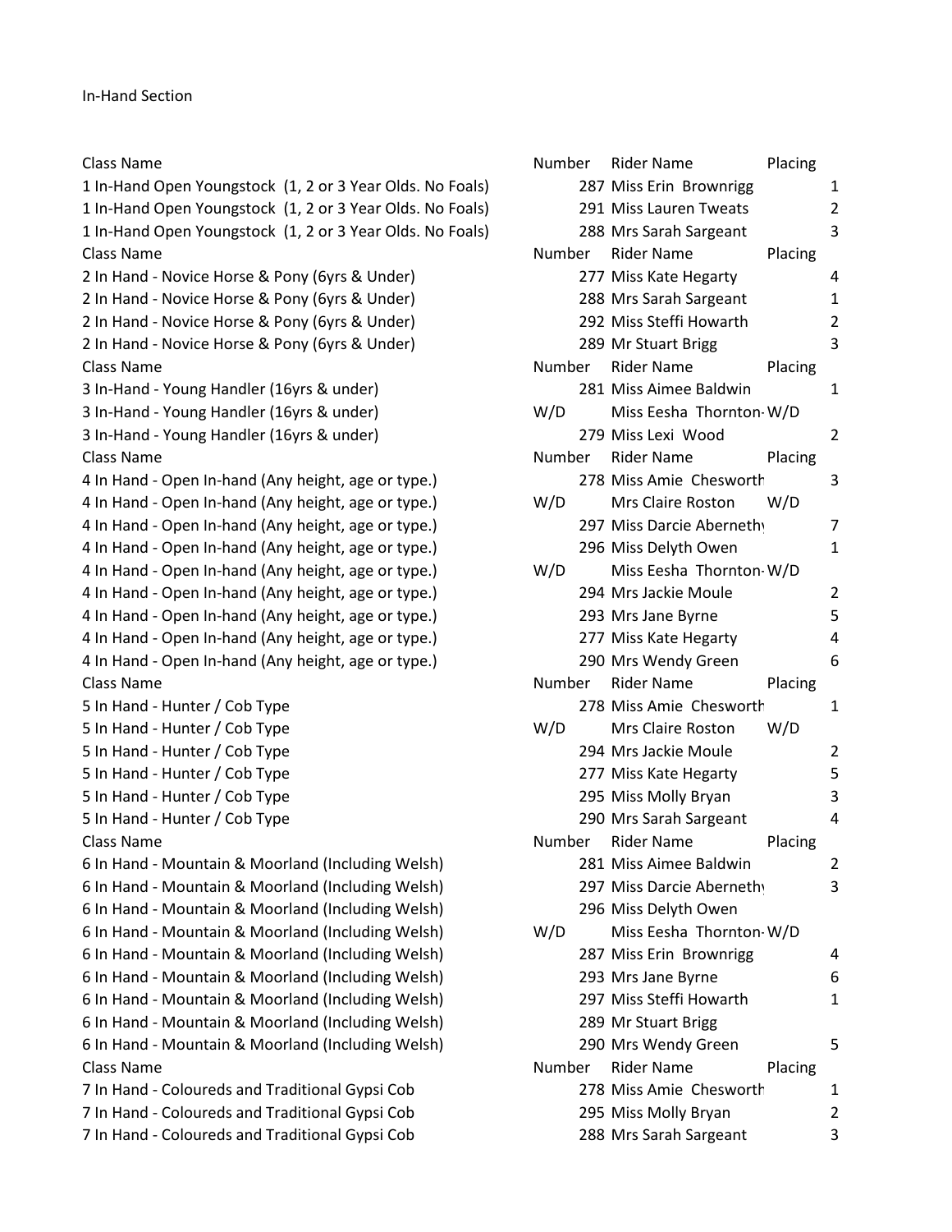In-Hand Section

| Class Name | Number | Rider Name | Placing |
|---|---|---|---|
| 1 In-Hand Open Youngstock (1, 2 or 3 Year Olds. No Foals) | 287 | Miss Erin Brownrigg | 1 |
| 1 In-Hand Open Youngstock (1, 2 or 3 Year Olds. No Foals) | 291 | Miss Lauren Tweats | 2 |
| 1 In-Hand Open Youngstock (1, 2 or 3 Year Olds. No Foals) | 288 | Mrs Sarah Sargeant | 3 |
| Class Name | Number | Rider Name | Placing |
| 2 In Hand - Novice Horse & Pony (6yrs & Under) | 277 | Miss Kate Hegarty | 4 |
| 2 In Hand - Novice Horse & Pony (6yrs & Under) | 288 | Mrs Sarah Sargeant | 1 |
| 2 In Hand - Novice Horse & Pony (6yrs & Under) | 292 | Miss Steffi Howarth | 2 |
| 2 In Hand - Novice Horse & Pony (6yrs & Under) | 289 | Mr Stuart Brigg | 3 |
| Class Name | Number | Rider Name | Placing |
| 3 In-Hand - Young Handler (16yrs & under) | 281 | Miss Aimee Baldwin | 1 |
| 3 In-Hand - Young Handler (16yrs & under) | W/D | Miss Eesha Thornton- | W/D |
| 3 In-Hand - Young Handler (16yrs & under) | 279 | Miss Lexi Wood | 2 |
| Class Name | Number | Rider Name | Placing |
| 4 In Hand - Open In-hand (Any height, age or type.) | 278 | Miss Amie Chesworth | 3 |
| 4 In Hand - Open In-hand (Any height, age or type.) | W/D | Mrs Claire Roston | W/D |
| 4 In Hand - Open In-hand (Any height, age or type.) | 297 | Miss Darcie Abernethy | 7 |
| 4 In Hand - Open In-hand (Any height, age or type.) | 296 | Miss Delyth Owen | 1 |
| 4 In Hand - Open In-hand (Any height, age or type.) | W/D | Miss Eesha Thornton- | W/D |
| 4 In Hand - Open In-hand (Any height, age or type.) | 294 | Mrs Jackie Moule | 2 |
| 4 In Hand - Open In-hand (Any height, age or type.) | 293 | Mrs Jane Byrne | 5 |
| 4 In Hand - Open In-hand (Any height, age or type.) | 277 | Miss Kate Hegarty | 4 |
| 4 In Hand - Open In-hand (Any height, age or type.) | 290 | Mrs Wendy Green | 6 |
| Class Name | Number | Rider Name | Placing |
| 5 In Hand - Hunter / Cob Type | 278 | Miss Amie Chesworth | 1 |
| 5 In Hand - Hunter / Cob Type | W/D | Mrs Claire Roston | W/D |
| 5 In Hand - Hunter / Cob Type | 294 | Mrs Jackie Moule | 2 |
| 5 In Hand - Hunter / Cob Type | 277 | Miss Kate Hegarty | 5 |
| 5 In Hand - Hunter / Cob Type | 295 | Miss Molly Bryan | 3 |
| 5 In Hand - Hunter / Cob Type | 290 | Mrs Sarah Sargeant | 4 |
| Class Name | Number | Rider Name | Placing |
| 6 In Hand - Mountain & Moorland (Including Welsh) | 281 | Miss Aimee Baldwin | 2 |
| 6 In Hand - Mountain & Moorland (Including Welsh) | 297 | Miss Darcie Abernethy | 3 |
| 6 In Hand - Mountain & Moorland (Including Welsh) | 296 | Miss Delyth Owen | |
| 6 In Hand - Mountain & Moorland (Including Welsh) | W/D | Miss Eesha Thornton- | W/D |
| 6 In Hand - Mountain & Moorland (Including Welsh) | 287 | Miss Erin Brownrigg | 4 |
| 6 In Hand - Mountain & Moorland (Including Welsh) | 293 | Mrs Jane Byrne | 6 |
| 6 In Hand - Mountain & Moorland (Including Welsh) | 297 | Miss Steffi Howarth | 1 |
| 6 In Hand - Mountain & Moorland (Including Welsh) | 289 | Mr Stuart Brigg | |
| 6 In Hand - Mountain & Moorland (Including Welsh) | 290 | Mrs Wendy Green | 5 |
| Class Name | Number | Rider Name | Placing |
| 7 In Hand - Coloureds and Traditional Gypsi Cob | 278 | Miss Amie Chesworth | 1 |
| 7 In Hand - Coloureds and Traditional Gypsi Cob | 295 | Miss Molly Bryan | 2 |
| 7 In Hand - Coloureds and Traditional Gypsi Cob | 288 | Mrs Sarah Sargeant | 3 |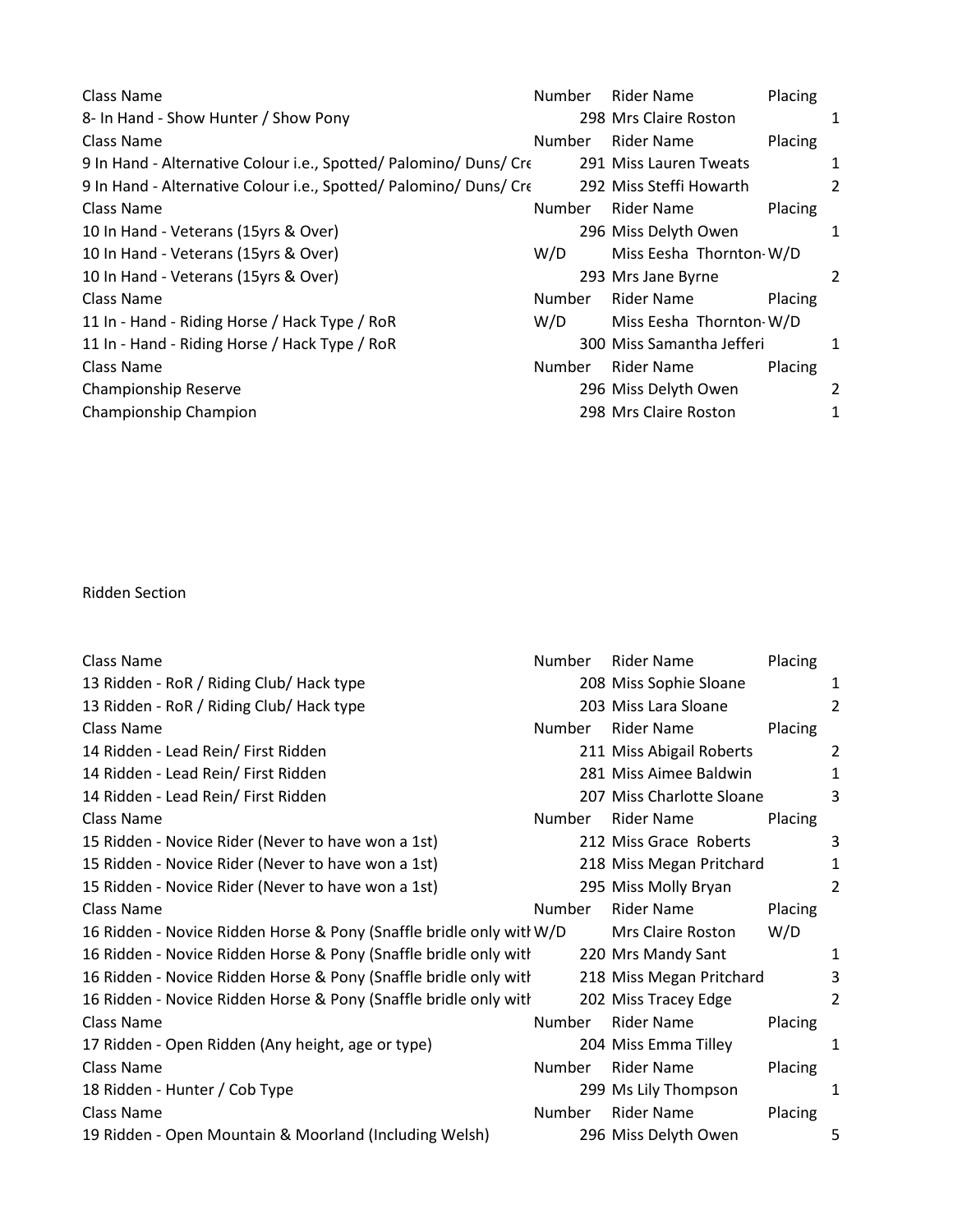| Class Name | Number | Rider Name | Placing |
|---|---|---|---|
| 8- In Hand - Show Hunter / Show Pony | 298 | Mrs Claire Roston | 1 |
| Class Name | Number | Rider Name | Placing |
| 9 In Hand - Alternative Colour i.e., Spotted/ Palomino/ Duns/ Cre | 291 | Miss Lauren Tweats | 1 |
| 9 In Hand - Alternative Colour i.e., Spotted/ Palomino/ Duns/ Cre | 292 | Miss Steffi Howarth | 2 |
| Class Name | Number | Rider Name | Placing |
| 10 In Hand - Veterans (15yrs & Over) | 296 | Miss Delyth Owen | 1 |
| 10 In Hand - Veterans (15yrs & Over) | W/D | Miss Eesha Thornton- | W/D |
| 10 In Hand - Veterans (15yrs & Over) | 293 | Mrs Jane Byrne | 2 |
| Class Name | Number | Rider Name | Placing |
| 11 In - Hand - Riding Horse / Hack Type / RoR | W/D | Miss Eesha Thornton- | W/D |
| 11 In - Hand - Riding Horse / Hack Type / RoR | 300 | Miss Samantha Jefferi | 1 |
| Class Name | Number | Rider Name | Placing |
| Championship Reserve | 296 | Miss Delyth Owen | 2 |
| Championship Champion | 298 | Mrs Claire Roston | 1 |

Ridden Section

| Class Name | Number | Rider Name | Placing |
|---|---|---|---|
| 13 Ridden - RoR / Riding Club/ Hack type | 208 | Miss Sophie Sloane | 1 |
| 13 Ridden - RoR / Riding Club/ Hack type | 203 | Miss Lara Sloane | 2 |
| Class Name | Number | Rider Name | Placing |
| 14 Ridden - Lead Rein/ First Ridden | 211 | Miss Abigail Roberts | 2 |
| 14 Ridden - Lead Rein/ First Ridden | 281 | Miss Aimee Baldwin | 1 |
| 14 Ridden - Lead Rein/ First Ridden | 207 | Miss Charlotte Sloane | 3 |
| Class Name | Number | Rider Name | Placing |
| 15 Ridden - Novice Rider (Never to have won a 1st) | 212 | Miss Grace Roberts | 3 |
| 15 Ridden - Novice Rider (Never to have won a 1st) | 218 | Miss Megan Pritchard | 1 |
| 15 Ridden - Novice Rider (Never to have won a 1st) | 295 | Miss Molly Bryan | 2 |
| Class Name | Number | Rider Name | Placing |
| 16 Ridden - Novice Ridden Horse & Pony (Snaffle bridle only witl | W/D | Mrs Claire Roston | W/D |
| 16 Ridden - Novice Ridden Horse & Pony (Snaffle bridle only witl | 220 | Mrs Mandy Sant | 1 |
| 16 Ridden - Novice Ridden Horse & Pony (Snaffle bridle only witl | 218 | Miss Megan Pritchard | 3 |
| 16 Ridden - Novice Ridden Horse & Pony (Snaffle bridle only witl | 202 | Miss Tracey Edge | 2 |
| Class Name | Number | Rider Name | Placing |
| 17 Ridden - Open Ridden (Any height, age or type) | 204 | Miss Emma Tilley | 1 |
| Class Name | Number | Rider Name | Placing |
| 18 Ridden - Hunter / Cob Type | 299 | Ms Lily Thompson | 1 |
| Class Name | Number | Rider Name | Placing |
| 19 Ridden - Open Mountain & Moorland (Including Welsh) | 296 | Miss Delyth Owen | 5 |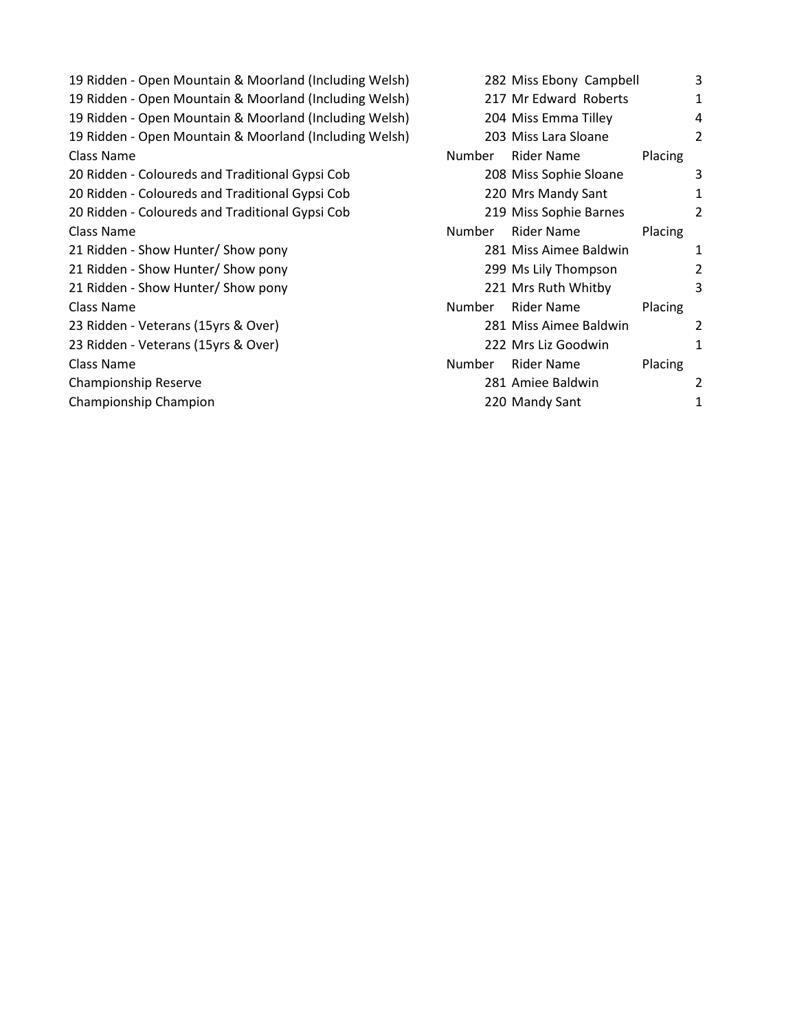| | | | |
|---|---|---|---|
| 19 Ridden - Open Mountain & Moorland (Including Welsh) | 282 | Miss Ebony Campbell | 3 |
| 19 Ridden - Open Mountain & Moorland (Including Welsh) | 217 | Mr Edward Roberts | 1 |
| 19 Ridden - Open Mountain & Moorland (Including Welsh) | 204 | Miss Emma Tilley | 4 |
| 19 Ridden - Open Mountain & Moorland (Including Welsh) | 203 | Miss Lara Sloane | 2 |
| Class Name | Number | Rider Name | Placing |
| 20 Ridden - Coloureds and Traditional Gypsi Cob | 208 | Miss Sophie Sloane | 3 |
| 20 Ridden - Coloureds and Traditional Gypsi Cob | 220 | Mrs Mandy Sant | 1 |
| 20 Ridden - Coloureds and Traditional Gypsi Cob | 219 | Miss Sophie Barnes | 2 |
| Class Name | Number | Rider Name | Placing |
| 21 Ridden - Show Hunter/ Show pony | 281 | Miss Aimee Baldwin | 1 |
| 21 Ridden - Show Hunter/ Show pony | 299 | Ms Lily Thompson | 2 |
| 21 Ridden - Show Hunter/ Show pony | 221 | Mrs Ruth Whitby | 3 |
| Class Name | Number | Rider Name | Placing |
| 23 Ridden - Veterans (15yrs & Over) | 281 | Miss Aimee Baldwin | 2 |
| 23 Ridden - Veterans (15yrs & Over) | 222 | Mrs Liz Goodwin | 1 |
| Class Name | Number | Rider Name | Placing |
| Championship Reserve | 281 | Amiee Baldwin | 2 |
| Championship Champion | 220 | Mandy Sant | 1 |